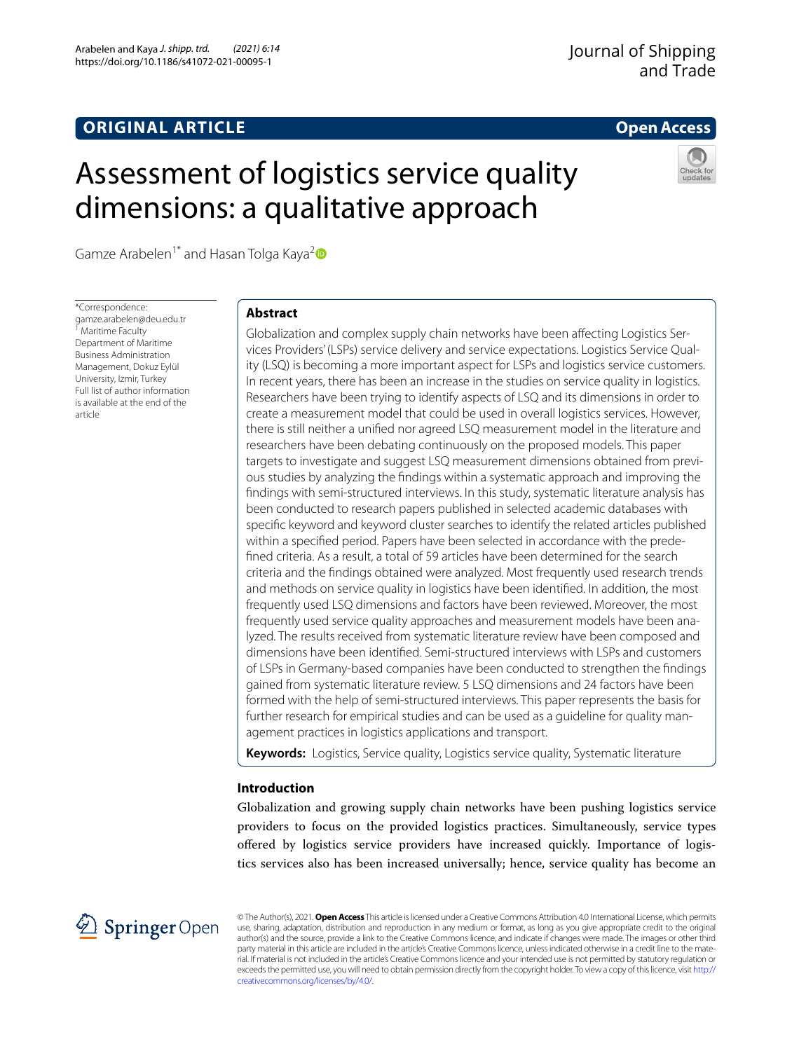ORIGINAL ARTICLE

Open Access

# Assessment of logistics service quality dimensions: a qualitative approach

Gamze Arabelen[1*] and Hasan Tolga Kaya[2]

*Correspondence: gamze.arabelen@deu.edu.tr
[1] Maritime Faculty Department of Maritime Business Administration Management, Dokuz Eylül University, Izmir, Turkey
Full list of author information is available at the end of the article

## Abstract

Globalization and complex supply chain networks have been affecting Logistics Services Providers' (LSPs) service delivery and service expectations. Logistics Service Quality (LSQ) is becoming a more important aspect for LSPs and logistics service customers. In recent years, there has been an increase in the studies on service quality in logistics. Researchers have been trying to identify aspects of LSQ and its dimensions in order to create a measurement model that could be used in overall logistics services. However, there is still neither a unified nor agreed LSQ measurement model in the literature and researchers have been debating continuously on the proposed models. This paper targets to investigate and suggest LSQ measurement dimensions obtained from previous studies by analyzing the findings within a systematic approach and improving the findings with semi-structured interviews. In this study, systematic literature analysis has been conducted to research papers published in selected academic databases with specific keyword and keyword cluster searches to identify the related articles published within a specified period. Papers have been selected in accordance with the predefined criteria. As a result, a total of 59 articles have been determined for the search criteria and the findings obtained were analyzed. Most frequently used research trends and methods on service quality in logistics have been identified. In addition, the most frequently used LSQ dimensions and factors have been reviewed. Moreover, the most frequently used service quality approaches and measurement models have been analyzed. The results received from systematic literature review have been composed and dimensions have been identified. Semi-structured interviews with LSPs and customers of LSPs in Germany-based companies have been conducted to strengthen the findings gained from systematic literature review. 5 LSQ dimensions and 24 factors have been formed with the help of semi-structured interviews. This paper represents the basis for further research for empirical studies and can be used as a guideline for quality management practices in logistics applications and transport.

**Keywords:** Logistics, Service quality, Logistics service quality, Systematic literature

## Introduction

Globalization and growing supply chain networks have been pushing logistics service providers to focus on the provided logistics practices. Simultaneously, service types offered by logistics service providers have increased quickly. Importance of logistics services also has been increased universally; hence, service quality has become an

© The Author(s), 2021. **Open Access** This article is licensed under a Creative Commons Attribution 4.0 International License, which permits use, sharing, adaptation, distribution and reproduction in any medium or format, as long as you give appropriate credit to the original author(s) and the source, provide a link to the Creative Commons licence, and indicate if changes were made. The images or other third party material in this article are included in the article's Creative Commons licence, unless indicated otherwise in a credit line to the material. If material is not included in the article's Creative Commons licence and your intended use is not permitted by statutory regulation or exceeds the permitted use, you will need to obtain permission directly from the copyright holder. To view a copy of this licence, visit http://creativecommons.org/licenses/by/4.0/.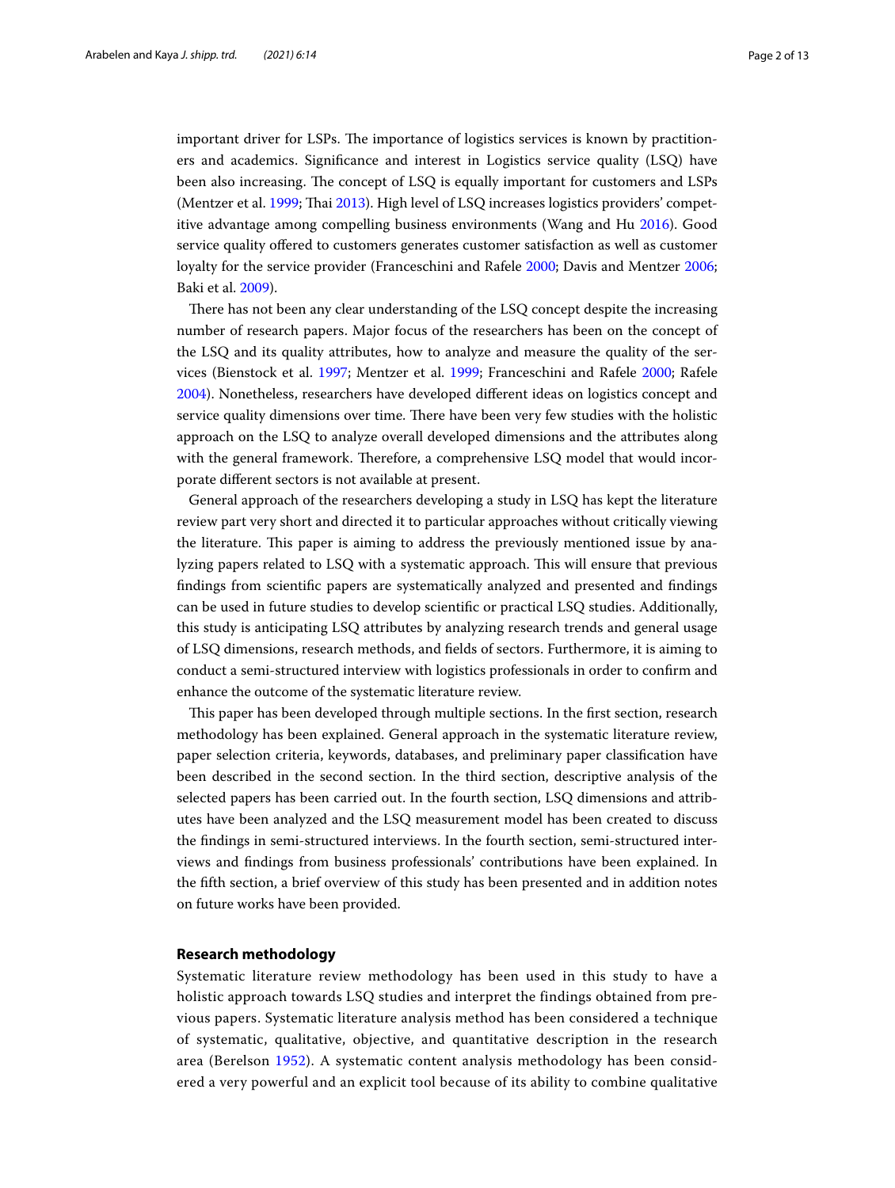important driver for LSPs. The importance of logistics services is known by practitioners and academics. Significance and interest in Logistics service quality (LSQ) have been also increasing. The concept of LSQ is equally important for customers and LSPs (Mentzer et al. 1999; Thai 2013). High level of LSQ increases logistics providers' competitive advantage among compelling business environments (Wang and Hu 2016). Good service quality offered to customers generates customer satisfaction as well as customer loyalty for the service provider (Franceschini and Rafele 2000; Davis and Mentzer 2006; Baki et al. 2009).

There has not been any clear understanding of the LSQ concept despite the increasing number of research papers. Major focus of the researchers has been on the concept of the LSQ and its quality attributes, how to analyze and measure the quality of the services (Bienstock et al. 1997; Mentzer et al. 1999; Franceschini and Rafele 2000; Rafele 2004). Nonetheless, researchers have developed different ideas on logistics concept and service quality dimensions over time. There have been very few studies with the holistic approach on the LSQ to analyze overall developed dimensions and the attributes along with the general framework. Therefore, a comprehensive LSQ model that would incorporate different sectors is not available at present.

General approach of the researchers developing a study in LSQ has kept the literature review part very short and directed it to particular approaches without critically viewing the literature. This paper is aiming to address the previously mentioned issue by analyzing papers related to LSQ with a systematic approach. This will ensure that previous findings from scientific papers are systematically analyzed and presented and findings can be used in future studies to develop scientific or practical LSQ studies. Additionally, this study is anticipating LSQ attributes by analyzing research trends and general usage of LSQ dimensions, research methods, and fields of sectors. Furthermore, it is aiming to conduct a semi-structured interview with logistics professionals in order to confirm and enhance the outcome of the systematic literature review.

This paper has been developed through multiple sections. In the first section, research methodology has been explained. General approach in the systematic literature review, paper selection criteria, keywords, databases, and preliminary paper classification have been described in the second section. In the third section, descriptive analysis of the selected papers has been carried out. In the fourth section, LSQ dimensions and attributes have been analyzed and the LSQ measurement model has been created to discuss the findings in semi-structured interviews. In the fourth section, semi-structured interviews and findings from business professionals' contributions have been explained. In the fifth section, a brief overview of this study has been presented and in addition notes on future works have been provided.

## Research methodology

Systematic literature review methodology has been used in this study to have a holistic approach towards LSQ studies and interpret the findings obtained from previous papers. Systematic literature analysis method has been considered a technique of systematic, qualitative, objective, and quantitative description in the research area (Berelson 1952). A systematic content analysis methodology has been considered a very powerful and an explicit tool because of its ability to combine qualitative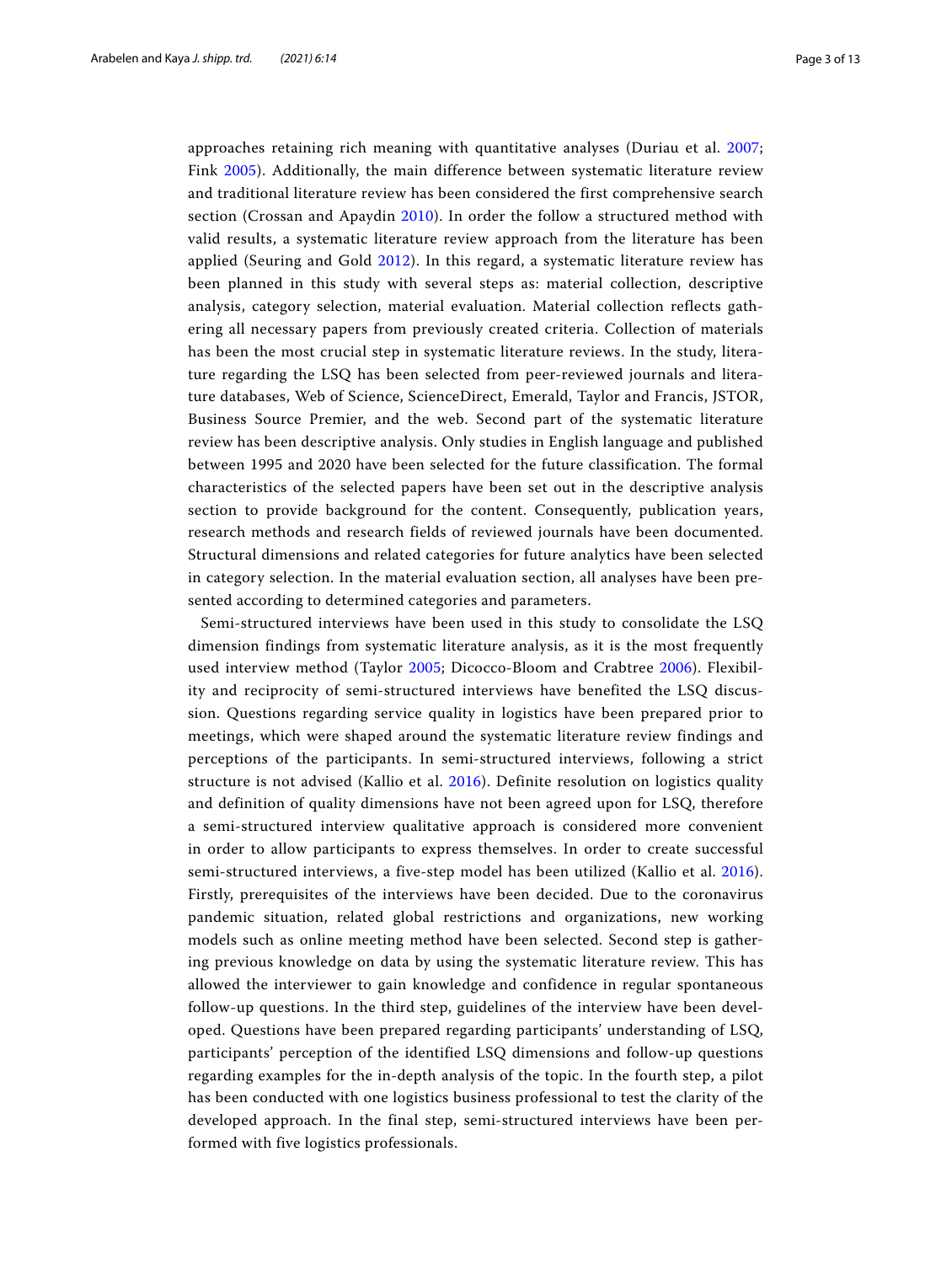approaches retaining rich meaning with quantitative analyses (Duriau et al. 2007; Fink 2005). Additionally, the main difference between systematic literature review and traditional literature review has been considered the first comprehensive search section (Crossan and Apaydin 2010). In order the follow a structured method with valid results, a systematic literature review approach from the literature has been applied (Seuring and Gold 2012). In this regard, a systematic literature review has been planned in this study with several steps as: material collection, descriptive analysis, category selection, material evaluation. Material collection reflects gathering all necessary papers from previously created criteria. Collection of materials has been the most crucial step in systematic literature reviews. In the study, literature regarding the LSQ has been selected from peer-reviewed journals and literature databases, Web of Science, ScienceDirect, Emerald, Taylor and Francis, JSTOR, Business Source Premier, and the web. Second part of the systematic literature review has been descriptive analysis. Only studies in English language and published between 1995 and 2020 have been selected for the future classification. The formal characteristics of the selected papers have been set out in the descriptive analysis section to provide background for the content. Consequently, publication years, research methods and research fields of reviewed journals have been documented. Structural dimensions and related categories for future analytics have been selected in category selection. In the material evaluation section, all analyses have been presented according to determined categories and parameters.

Semi-structured interviews have been used in this study to consolidate the LSQ dimension findings from systematic literature analysis, as it is the most frequently used interview method (Taylor 2005; Dicocco-Bloom and Crabtree 2006). Flexibility and reciprocity of semi-structured interviews have benefited the LSQ discussion. Questions regarding service quality in logistics have been prepared prior to meetings, which were shaped around the systematic literature review findings and perceptions of the participants. In semi-structured interviews, following a strict structure is not advised (Kallio et al. 2016). Definite resolution on logistics quality and definition of quality dimensions have not been agreed upon for LSQ, therefore a semi-structured interview qualitative approach is considered more convenient in order to allow participants to express themselves. In order to create successful semi-structured interviews, a five-step model has been utilized (Kallio et al. 2016). Firstly, prerequisites of the interviews have been decided. Due to the coronavirus pandemic situation, related global restrictions and organizations, new working models such as online meeting method have been selected. Second step is gathering previous knowledge on data by using the systematic literature review. This has allowed the interviewer to gain knowledge and confidence in regular spontaneous follow-up questions. In the third step, guidelines of the interview have been developed. Questions have been prepared regarding participants' understanding of LSQ, participants' perception of the identified LSQ dimensions and follow-up questions regarding examples for the in-depth analysis of the topic. In the fourth step, a pilot has been conducted with one logistics business professional to test the clarity of the developed approach. In the final step, semi-structured interviews have been performed with five logistics professionals.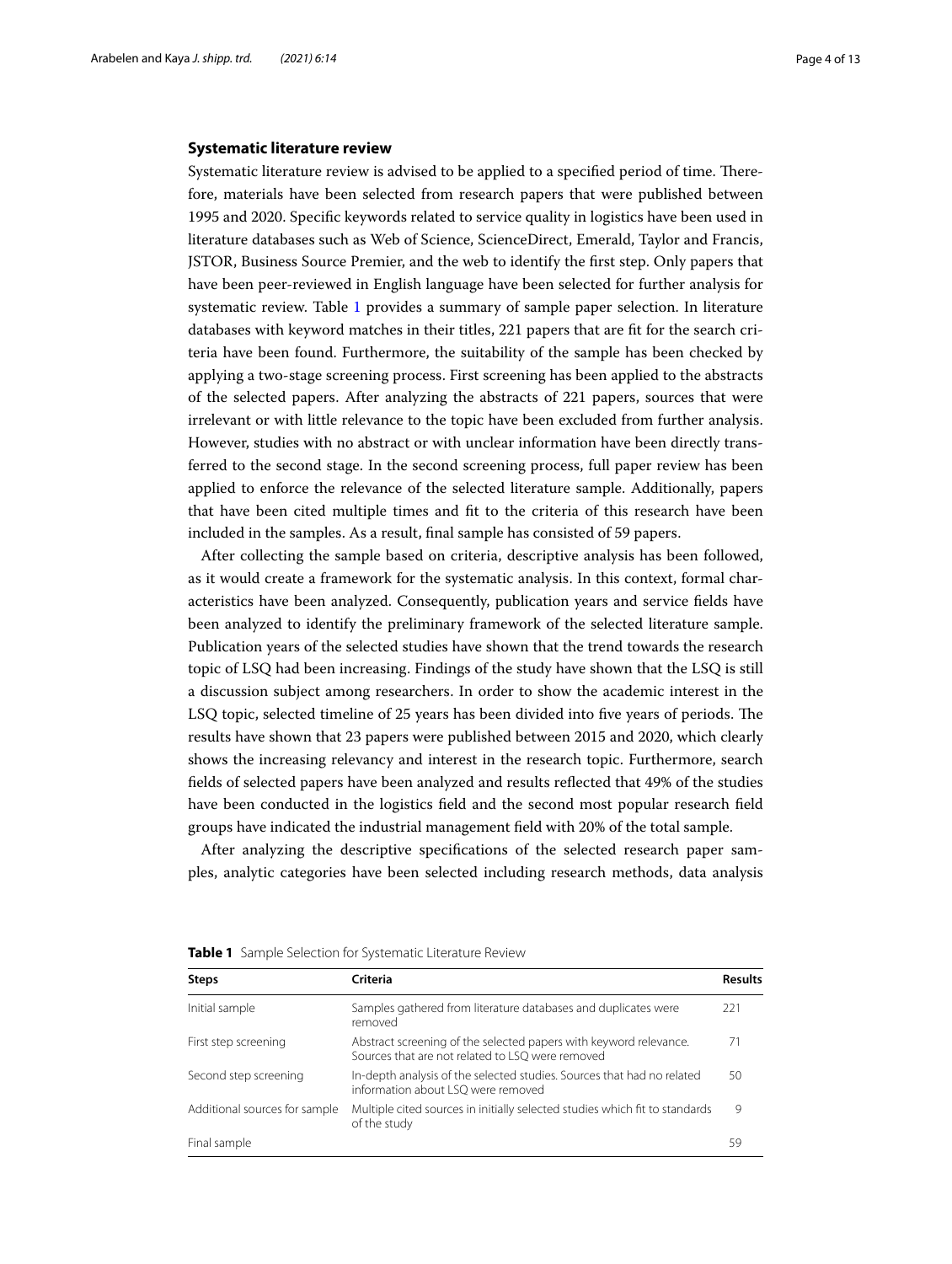## Systematic literature review

Systematic literature review is advised to be applied to a specified period of time. Therefore, materials have been selected from research papers that were published between 1995 and 2020. Specific keywords related to service quality in logistics have been used in literature databases such as Web of Science, ScienceDirect, Emerald, Taylor and Francis, JSTOR, Business Source Premier, and the web to identify the first step. Only papers that have been peer-reviewed in English language have been selected for further analysis for systematic review. Table 1 provides a summary of sample paper selection. In literature databases with keyword matches in their titles, 221 papers that are fit for the search criteria have been found. Furthermore, the suitability of the sample has been checked by applying a two-stage screening process. First screening has been applied to the abstracts of the selected papers. After analyzing the abstracts of 221 papers, sources that were irrelevant or with little relevance to the topic have been excluded from further analysis. However, studies with no abstract or with unclear information have been directly transferred to the second stage. In the second screening process, full paper review has been applied to enforce the relevance of the selected literature sample. Additionally, papers that have been cited multiple times and fit to the criteria of this research have been included in the samples. As a result, final sample has consisted of 59 papers.

After collecting the sample based on criteria, descriptive analysis has been followed, as it would create a framework for the systematic analysis. In this context, formal characteristics have been analyzed. Consequently, publication years and service fields have been analyzed to identify the preliminary framework of the selected literature sample. Publication years of the selected studies have shown that the trend towards the research topic of LSQ had been increasing. Findings of the study have shown that the LSQ is still a discussion subject among researchers. In order to show the academic interest in the LSQ topic, selected timeline of 25 years has been divided into five years of periods. The results have shown that 23 papers were published between 2015 and 2020, which clearly shows the increasing relevancy and interest in the research topic. Furthermore, search fields of selected papers have been analyzed and results reflected that 49% of the studies have been conducted in the logistics field and the second most popular research field groups have indicated the industrial management field with 20% of the total sample.

After analyzing the descriptive specifications of the selected research paper samples, analytic categories have been selected including research methods, data analysis

**Table 1** Sample Selection for Systematic Literature Review

| Steps | Criteria | Results |
|---|---|---|
| Initial sample | Samples gathered from literature databases and duplicates were removed | 221 |
| First step screening | Abstract screening of the selected papers with keyword relevance. Sources that are not related to LSQ were removed | 71 |
| Second step screening | In-depth analysis of the selected studies. Sources that had no related information about LSQ were removed | 50 |
| Additional sources for sample | Multiple cited sources in initially selected studies which fit to standards of the study | 9 |
| Final sample | | 59 |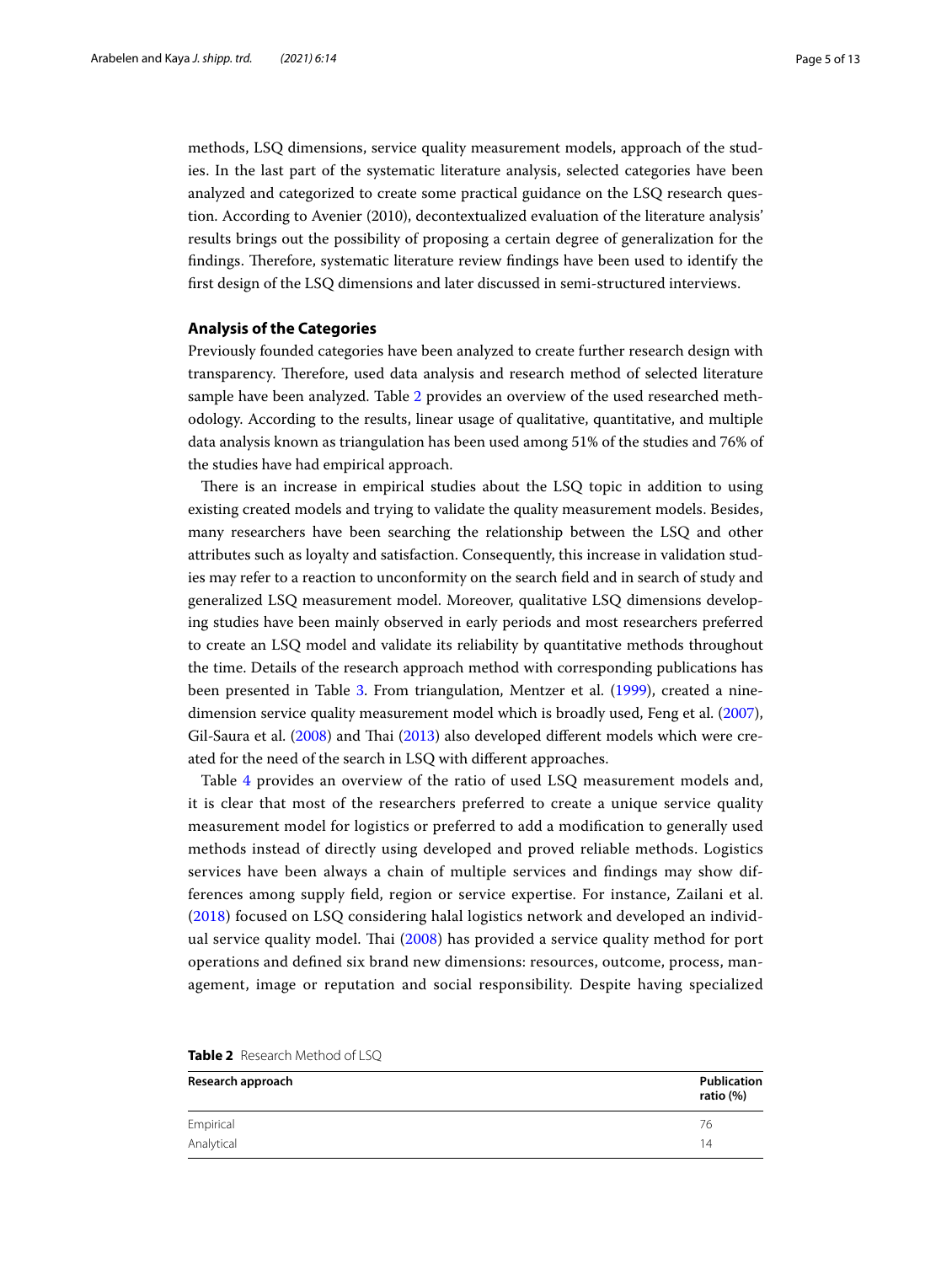methods, LSQ dimensions, service quality measurement models, approach of the studies. In the last part of the systematic literature analysis, selected categories have been analyzed and categorized to create some practical guidance on the LSQ research question. According to Avenier (2010), decontextualized evaluation of the literature analysis' results brings out the possibility of proposing a certain degree of generalization for the findings. Therefore, systematic literature review findings have been used to identify the first design of the LSQ dimensions and later discussed in semi-structured interviews.

### Analysis of the Categories

Previously founded categories have been analyzed to create further research design with transparency. Therefore, used data analysis and research method of selected literature sample have been analyzed. Table 2 provides an overview of the used researched methodology. According to the results, linear usage of qualitative, quantitative, and multiple data analysis known as triangulation has been used among 51% of the studies and 76% of the studies have had empirical approach.

There is an increase in empirical studies about the LSQ topic in addition to using existing created models and trying to validate the quality measurement models. Besides, many researchers have been searching the relationship between the LSQ and other attributes such as loyalty and satisfaction. Consequently, this increase in validation studies may refer to a reaction to unconformity on the search field and in search of study and generalized LSQ measurement model. Moreover, qualitative LSQ dimensions developing studies have been mainly observed in early periods and most researchers preferred to create an LSQ model and validate its reliability by quantitative methods throughout the time. Details of the research approach method with corresponding publications has been presented in Table 3. From triangulation, Mentzer et al. (1999), created a nine-dimension service quality measurement model which is broadly used, Feng et al. (2007), Gil-Saura et al. (2008) and Thai (2013) also developed different models which were created for the need of the search in LSQ with different approaches.

Table 4 provides an overview of the ratio of used LSQ measurement models and, it is clear that most of the researchers preferred to create a unique service quality measurement model for logistics or preferred to add a modification to generally used methods instead of directly using developed and proved reliable methods. Logistics services have been always a chain of multiple services and findings may show differences among supply field, region or service expertise. For instance, Zailani et al. (2018) focused on LSQ considering halal logistics network and developed an individual service quality model. Thai (2008) has provided a service quality method for port operations and defined six brand new dimensions: resources, outcome, process, management, image or reputation and social responsibility. Despite having specialized

**Table 2** Research Method of LSQ

| Research approach | Publication ratio (%) |
| --- | --- |
| Empirical | 76 |
| Analytical | 14 |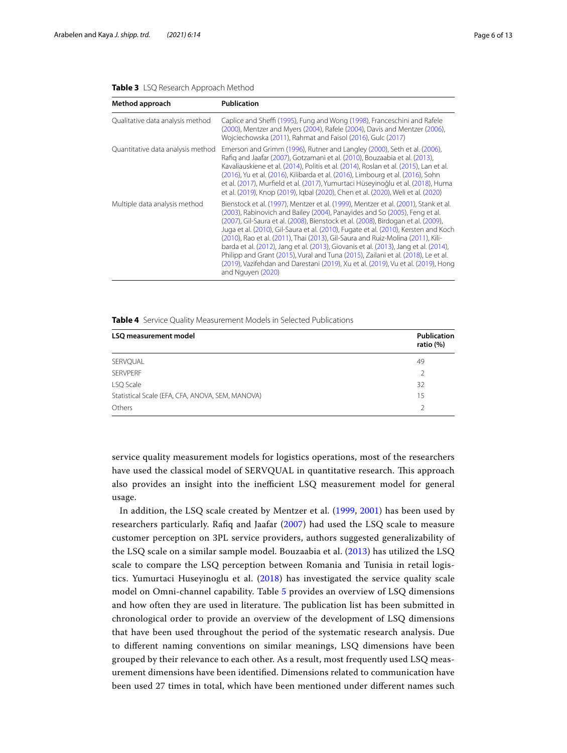**Table 3** LSQ Research Approach Method

| Method approach | Publication |
|---|---|
| Qualitative data analysis method | Caplice and Sheffi (1995), Fung and Wong (1998), Franceschini and Rafele (2000), Mentzer and Myers (2004), Rafele (2004), Davis and Mentzer (2006), Wojciechowska (2011), Rahmat and Faisol (2016), Gulc (2017) |
| Quantitative data analysis method | Emerson and Grimm (1996), Rutner and Langley (2000), Seth et al. (2006), Rafiq and Jaafar (2007), Gotzamani et al. (2010), Bouzaabia et al. (2013), Kavaliauskiene et al. (2014), Politis et al. (2014), Roslan et al. (2015), Lan et al. (2016), Yu et al. (2016), Kilibarda et al. (2016), Limbourg et al. (2016), Sohn et al. (2017), Murfield et al. (2017), Yumurtaci Hüseyinoğlu et al. (2018), Huma et al. (2019), Knop (2019), Iqbal (2020), Chen et al. (2020), Weli et al. (2020) |
| Multiple data analysis method | Bienstock et al. (1997), Mentzer et al. (1999), Mentzer et al. (2001), Stank et al. (2003), Rabinovich and Bailey (2004), Panayides and So (2005), Feng et al. (2007), Gil-Saura et al. (2008), Bienstock et al. (2008), Birdogan et al. (2009), Juga et al. (2010), Gil-Saura et al. (2010), Fugate et al. (2010), Kersten and Koch (2010), Rao et al. (2011), Thai (2013), Gil-Saura and Ruiz-Molina (2011), Kilibarda et al. (2012), Jang et al. (2013), Giovanis et al. (2013), Jang et al. (2014), Philipp and Grant (2015), Vural and Tuna (2015), Zailani et al. (2018), Le et al. (2019), Vazifehdan and Darestani (2019), Xu et al. (2019), Vu et al. (2019), Hong and Nguyen (2020) |

**Table 4** Service Quality Measurement Models in Selected Publications

| LSQ measurement model | Publication ratio (%) |
|---|---|
| SERVQUAL | 49 |
| SERVPERF | 2 |
| LSQ Scale | 32 |
| Statistical Scale (EFA, CFA, ANOVA, SEM, MANOVA) | 15 |
| Others | 2 |

service quality measurement models for logistics operations, most of the researchers have used the classical model of SERVQUAL in quantitative research. This approach also provides an insight into the inefficient LSQ measurement model for general usage.

In addition, the LSQ scale created by Mentzer et al. (1999, 2001) has been used by researchers particularly. Rafiq and Jaafar (2007) had used the LSQ scale to measure customer perception on 3PL service providers, authors suggested generalizability of the LSQ scale on a similar sample model. Bouzaabia et al. (2013) has utilized the LSQ scale to compare the LSQ perception between Romania and Tunisia in retail logistics. Yumurtaci Huseyinoglu et al. (2018) has investigated the service quality scale model on Omni-channel capability. Table 5 provides an overview of LSQ dimensions and how often they are used in literature. The publication list has been submitted in chronological order to provide an overview of the development of LSQ dimensions that have been used throughout the period of the systematic research analysis. Due to different naming conventions on similar meanings, LSQ dimensions have been grouped by their relevance to each other. As a result, most frequently used LSQ measurement dimensions have been identified. Dimensions related to communication have been used 27 times in total, which have been mentioned under different names such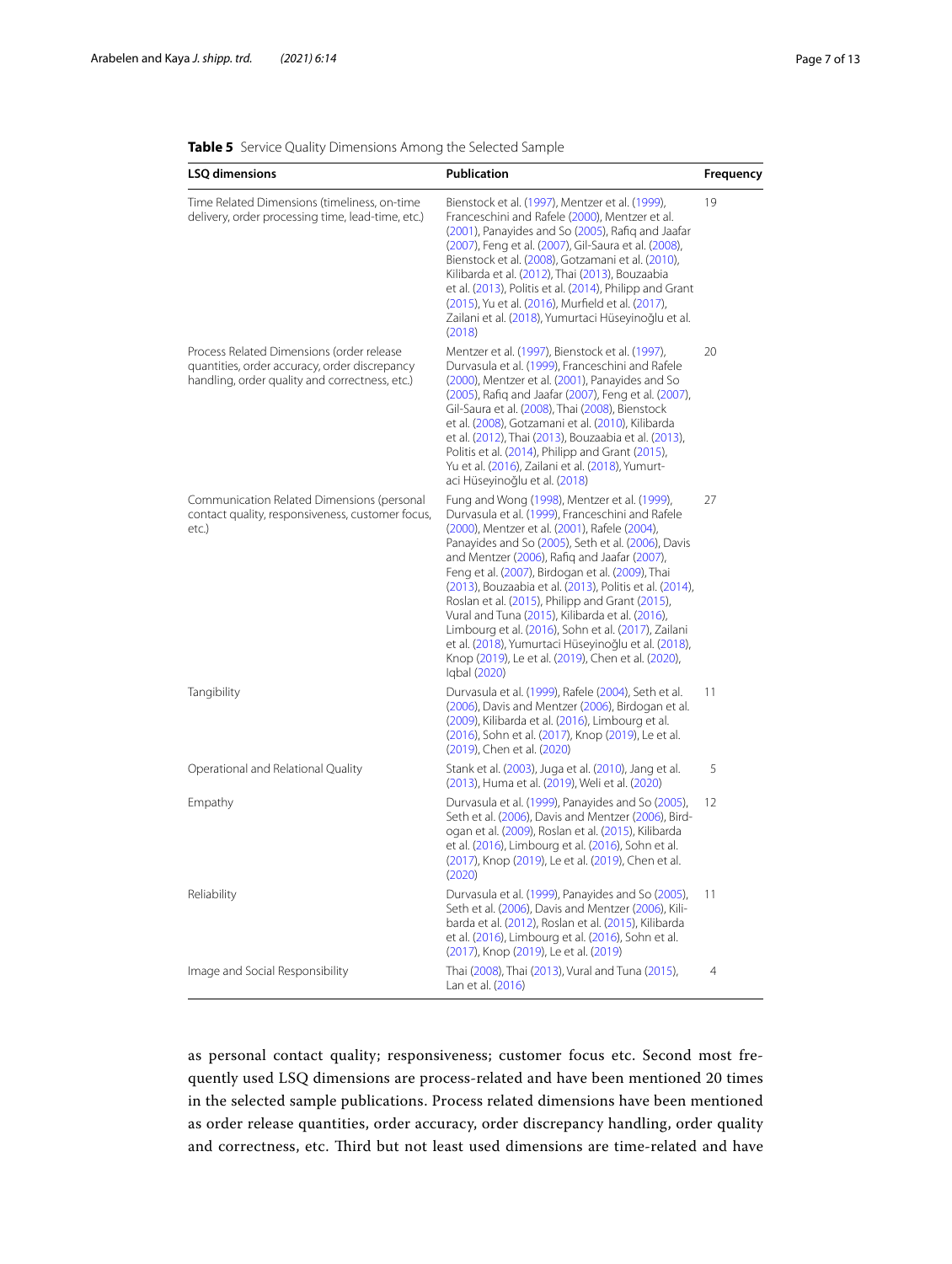**Table 5** Service Quality Dimensions Among the Selected Sample

| LSQ dimensions | Publication | Frequency |
|---|---|---|
| Time Related Dimensions (timeliness, on-time delivery, order processing time, lead-time, etc.) | Bienstock et al. (1997), Mentzer et al. (1999), Franceschini and Rafele (2000), Mentzer et al. (2001), Panayides and So (2005), Rafiq and Jaafar (2007), Feng et al. (2007), Gil-Saura et al. (2008), Bienstock et al. (2008), Gotzamani et al. (2010), Kilibarda et al. (2012), Thai (2013), Bouzaabia et al. (2013), Politis et al. (2014), Philipp and Grant (2015), Yu et al. (2016), Murfield et al. (2017), Zailani et al. (2018), Yumurtaci Hüseyinoğlu et al. (2018) | 19 |
| Process Related Dimensions (order release quantities, order accuracy, order discrepancy handling, order quality and correctness, etc.) | Mentzer et al. (1997), Bienstock et al. (1997), Durvasula et al. (1999), Franceschini and Rafele (2000), Mentzer et al. (2001), Panayides and So (2005), Rafiq and Jaafar (2007), Feng et al. (2007), Gil-Saura et al. (2008), Thai (2008), Bienstock et al. (2008), Gotzamani et al. (2010), Kilibarda et al. (2012), Thai (2013), Bouzaabia et al. (2013), Politis et al. (2014), Philipp and Grant (2015), Yu et al. (2016), Zailani et al. (2018), Yumurtaci Hüseyinoğlu et al. (2018) | 20 |
| Communication Related Dimensions (personal contact quality, responsiveness, customer focus, etc.) | Fung and Wong (1998), Mentzer et al. (1999), Durvasula et al. (1999), Franceschini and Rafele (2000), Mentzer et al. (2001), Rafele (2004), Panayides and So (2005), Seth et al. (2006), Davis and Mentzer (2006), Rafiq and Jaafar (2007), Feng et al. (2007), Birdogan et al. (2009), Thai (2013), Bouzaabia et al. (2013), Politis et al. (2014), Roslan et al. (2015), Philipp and Grant (2015), Vural and Tuna (2015), Kilibarda et al. (2016), Limbourg et al. (2016), Sohn et al. (2017), Zailani et al. (2018), Yumurtaci Hüseyinoğlu et al. (2018), Knop (2019), Le et al. (2019), Chen et al. (2020), Iqbal (2020) | 27 |
| Tangibility | Durvasula et al. (1999), Rafele (2004), Seth et al. (2006), Davis and Mentzer (2006), Birdogan et al. (2009), Kilibarda et al. (2016), Limbourg et al. (2016), Sohn et al. (2017), Knop (2019), Le et al. (2019), Chen et al. (2020) | 11 |
| Operational and Relational Quality | Stank et al. (2003), Juga et al. (2010), Jang et al. (2013), Huma et al. (2019), Weli et al. (2020) | 5 |
| Empathy | Durvasula et al. (1999), Panayides and So (2005), Seth et al. (2006), Davis and Mentzer (2006), Birdogan et al. (2009), Roslan et al. (2015), Kilibarda et al. (2016), Limbourg et al. (2016), Sohn et al. (2017), Knop (2019), Le et al. (2019), Chen et al. (2020) | 12 |
| Reliability | Durvasula et al. (1999), Panayides and So (2005), Seth et al. (2006), Davis and Mentzer (2006), Kilibarda et al. (2012), Roslan et al. (2015), Kilibarda et al. (2016), Limbourg et al. (2016), Sohn et al. (2017), Knop (2019), Le et al. (2019) | 11 |
| Image and Social Responsibility | Thai (2008), Thai (2013), Vural and Tuna (2015), Lan et al. (2016) | 4 |

as personal contact quality; responsiveness; customer focus etc. Second most frequently used LSQ dimensions are process-related and have been mentioned 20 times in the selected sample publications. Process related dimensions have been mentioned as order release quantities, order accuracy, order discrepancy handling, order quality and correctness, etc. Third but not least used dimensions are time-related and have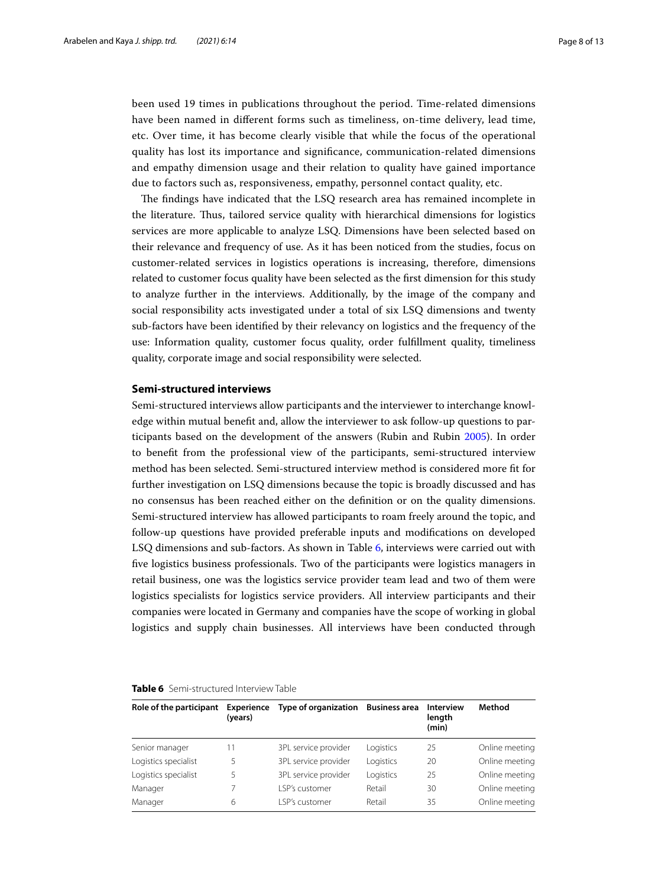been used 19 times in publications throughout the period. Time-related dimensions have been named in different forms such as timeliness, on-time delivery, lead time, etc. Over time, it has become clearly visible that while the focus of the operational quality has lost its importance and significance, communication-related dimensions and empathy dimension usage and their relation to quality have gained importance due to factors such as, responsiveness, empathy, personnel contact quality, etc.

The findings have indicated that the LSQ research area has remained incomplete in the literature. Thus, tailored service quality with hierarchical dimensions for logistics services are more applicable to analyze LSQ. Dimensions have been selected based on their relevance and frequency of use. As it has been noticed from the studies, focus on customer-related services in logistics operations is increasing, therefore, dimensions related to customer focus quality have been selected as the first dimension for this study to analyze further in the interviews. Additionally, by the image of the company and social responsibility acts investigated under a total of six LSQ dimensions and twenty sub-factors have been identified by their relevancy on logistics and the frequency of the use: Information quality, customer focus quality, order fulfillment quality, timeliness quality, corporate image and social responsibility were selected.

## Semi-structured interviews

Semi-structured interviews allow participants and the interviewer to interchange knowledge within mutual benefit and, allow the interviewer to ask follow-up questions to participants based on the development of the answers (Rubin and Rubin 2005). In order to benefit from the professional view of the participants, semi-structured interview method has been selected. Semi-structured interview method is considered more fit for further investigation on LSQ dimensions because the topic is broadly discussed and has no consensus has been reached either on the definition or on the quality dimensions. Semi-structured interview has allowed participants to roam freely around the topic, and follow-up questions have provided preferable inputs and modifications on developed LSQ dimensions and sub-factors. As shown in Table 6, interviews were carried out with five logistics business professionals. Two of the participants were logistics managers in retail business, one was the logistics service provider team lead and two of them were logistics specialists for logistics service providers. All interview participants and their companies were located in Germany and companies have the scope of working in global logistics and supply chain businesses. All interviews have been conducted through

**Table 6** Semi-structured Interview Table

| Role of the participant | Experience (years) | Type of organization | Business area | Interview length (min) | Method |
|---|---|---|---|---|---|
| Senior manager | 11 | 3PL service provider | Logistics | 25 | Online meeting |
| Logistics specialist | 5 | 3PL service provider | Logistics | 20 | Online meeting |
| Logistics specialist | 5 | 3PL service provider | Logistics | 25 | Online meeting |
| Manager | 7 | LSP's customer | Retail | 30 | Online meeting |
| Manager | 6 | LSP's customer | Retail | 35 | Online meeting |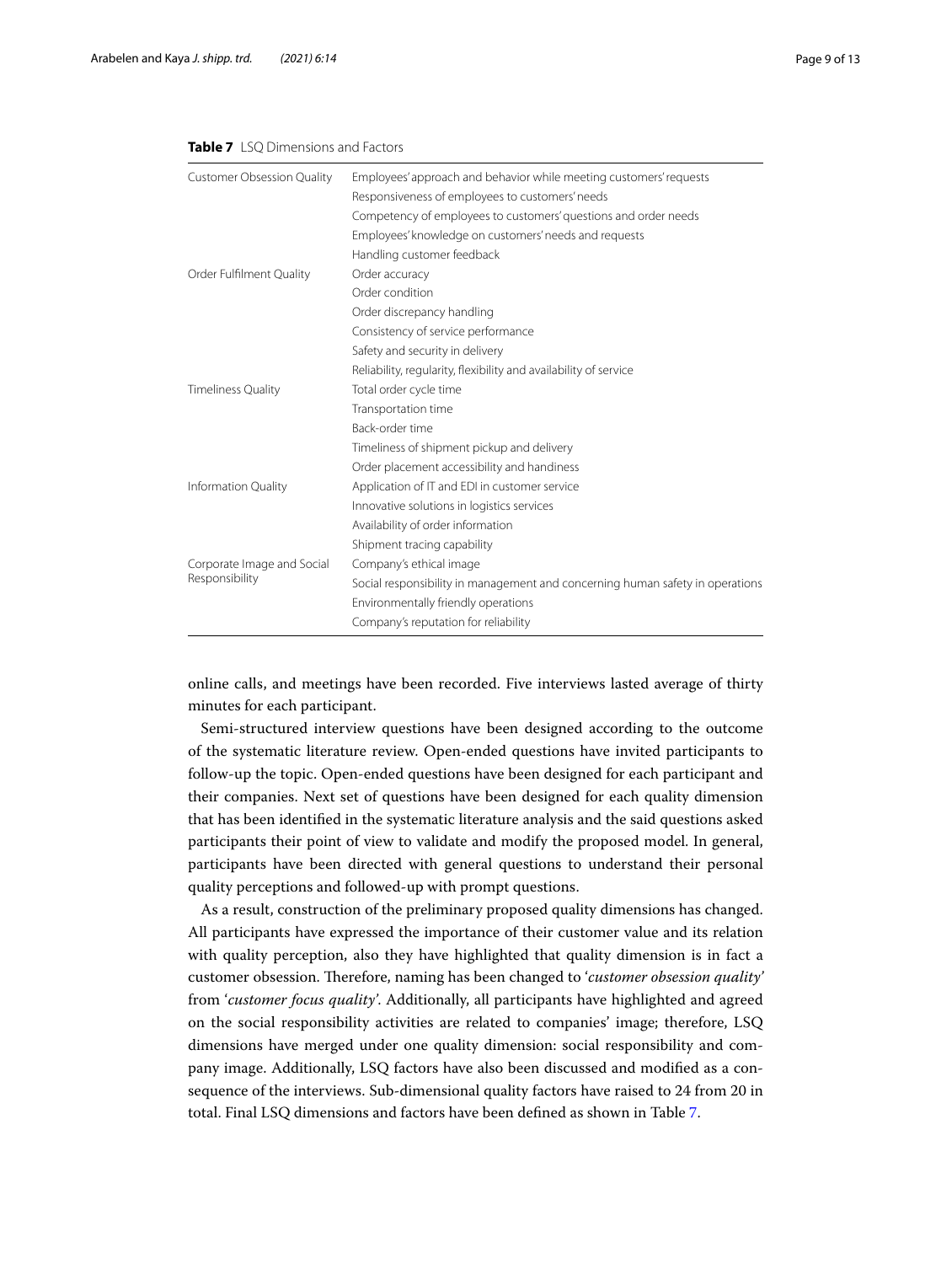**Table 7** LSQ Dimensions and Factors

| | |
|---|---|
| Customer Obsession Quality | Employees' approach and behavior while meeting customers' requests |
| | Responsiveness of employees to customers' needs |
| | Competency of employees to customers' questions and order needs |
| | Employees' knowledge on customers' needs and requests |
| | Handling customer feedback |
| Order Fulfilment Quality | Order accuracy |
| | Order condition |
| | Order discrepancy handling |
| | Consistency of service performance |
| | Safety and security in delivery |
| | Reliability, regularity, flexibility and availability of service |
| Timeliness Quality | Total order cycle time |
| | Transportation time |
| | Back-order time |
| | Timeliness of shipment pickup and delivery |
| | Order placement accessibility and handiness |
| Information Quality | Application of IT and EDI in customer service |
| | Innovative solutions in logistics services |
| | Availability of order information |
| | Shipment tracing capability |
| Corporate Image and Social Responsibility | Company's ethical image |
| | Social responsibility in management and concerning human safety in operations |
| | Environmentally friendly operations |
| | Company's reputation for reliability |

online calls, and meetings have been recorded. Five interviews lasted average of thirty minutes for each participant.

Semi-structured interview questions have been designed according to the outcome of the systematic literature review. Open-ended questions have invited participants to follow-up the topic. Open-ended questions have been designed for each participant and their companies. Next set of questions have been designed for each quality dimension that has been identified in the systematic literature analysis and the said questions asked participants their point of view to validate and modify the proposed model. In general, participants have been directed with general questions to understand their personal quality perceptions and followed-up with prompt questions.

As a result, construction of the preliminary proposed quality dimensions has changed. All participants have expressed the importance of their customer value and its relation with quality perception, also they have highlighted that quality dimension is in fact a customer obsession. Therefore, naming has been changed to '*customer obsession quality*' from '*customer focus quality*'. Additionally, all participants have highlighted and agreed on the social responsibility activities are related to companies' image; therefore, LSQ dimensions have merged under one quality dimension: social responsibility and company image. Additionally, LSQ factors have also been discussed and modified as a consequence of the interviews. Sub-dimensional quality factors have raised to 24 from 20 in total. Final LSQ dimensions and factors have been defined as shown in Table 7.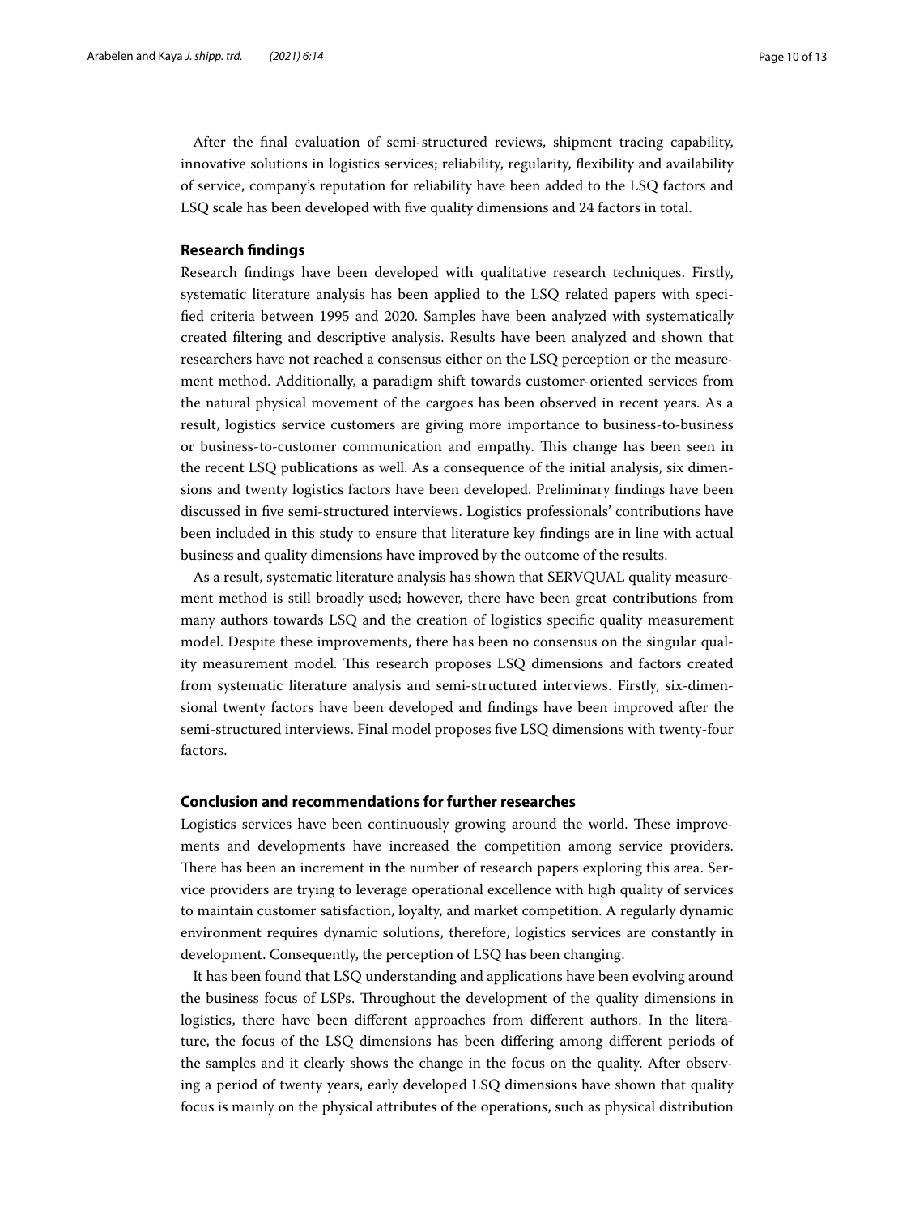After the final evaluation of semi-structured reviews, shipment tracing capability, innovative solutions in logistics services; reliability, regularity, flexibility and availability of service, company's reputation for reliability have been added to the LSQ factors and LSQ scale has been developed with five quality dimensions and 24 factors in total.

## Research findings

Research findings have been developed with qualitative research techniques. Firstly, systematic literature analysis has been applied to the LSQ related papers with specified criteria between 1995 and 2020. Samples have been analyzed with systematically created filtering and descriptive analysis. Results have been analyzed and shown that researchers have not reached a consensus either on the LSQ perception or the measurement method. Additionally, a paradigm shift towards customer-oriented services from the natural physical movement of the cargoes has been observed in recent years. As a result, logistics service customers are giving more importance to business-to-business or business-to-customer communication and empathy. This change has been seen in the recent LSQ publications as well. As a consequence of the initial analysis, six dimensions and twenty logistics factors have been developed. Preliminary findings have been discussed in five semi-structured interviews. Logistics professionals' contributions have been included in this study to ensure that literature key findings are in line with actual business and quality dimensions have improved by the outcome of the results.

As a result, systematic literature analysis has shown that SERVQUAL quality measurement method is still broadly used; however, there have been great contributions from many authors towards LSQ and the creation of logistics specific quality measurement model. Despite these improvements, there has been no consensus on the singular quality measurement model. This research proposes LSQ dimensions and factors created from systematic literature analysis and semi-structured interviews. Firstly, six-dimensional twenty factors have been developed and findings have been improved after the semi-structured interviews. Final model proposes five LSQ dimensions with twenty-four factors.

## Conclusion and recommendations for further researches

Logistics services have been continuously growing around the world. These improvements and developments have increased the competition among service providers. There has been an increment in the number of research papers exploring this area. Service providers are trying to leverage operational excellence with high quality of services to maintain customer satisfaction, loyalty, and market competition. A regularly dynamic environment requires dynamic solutions, therefore, logistics services are constantly in development. Consequently, the perception of LSQ has been changing.

It has been found that LSQ understanding and applications have been evolving around the business focus of LSPs. Throughout the development of the quality dimensions in logistics, there have been different approaches from different authors. In the literature, the focus of the LSQ dimensions has been differing among different periods of the samples and it clearly shows the change in the focus on the quality. After observing a period of twenty years, early developed LSQ dimensions have shown that quality focus is mainly on the physical attributes of the operations, such as physical distribution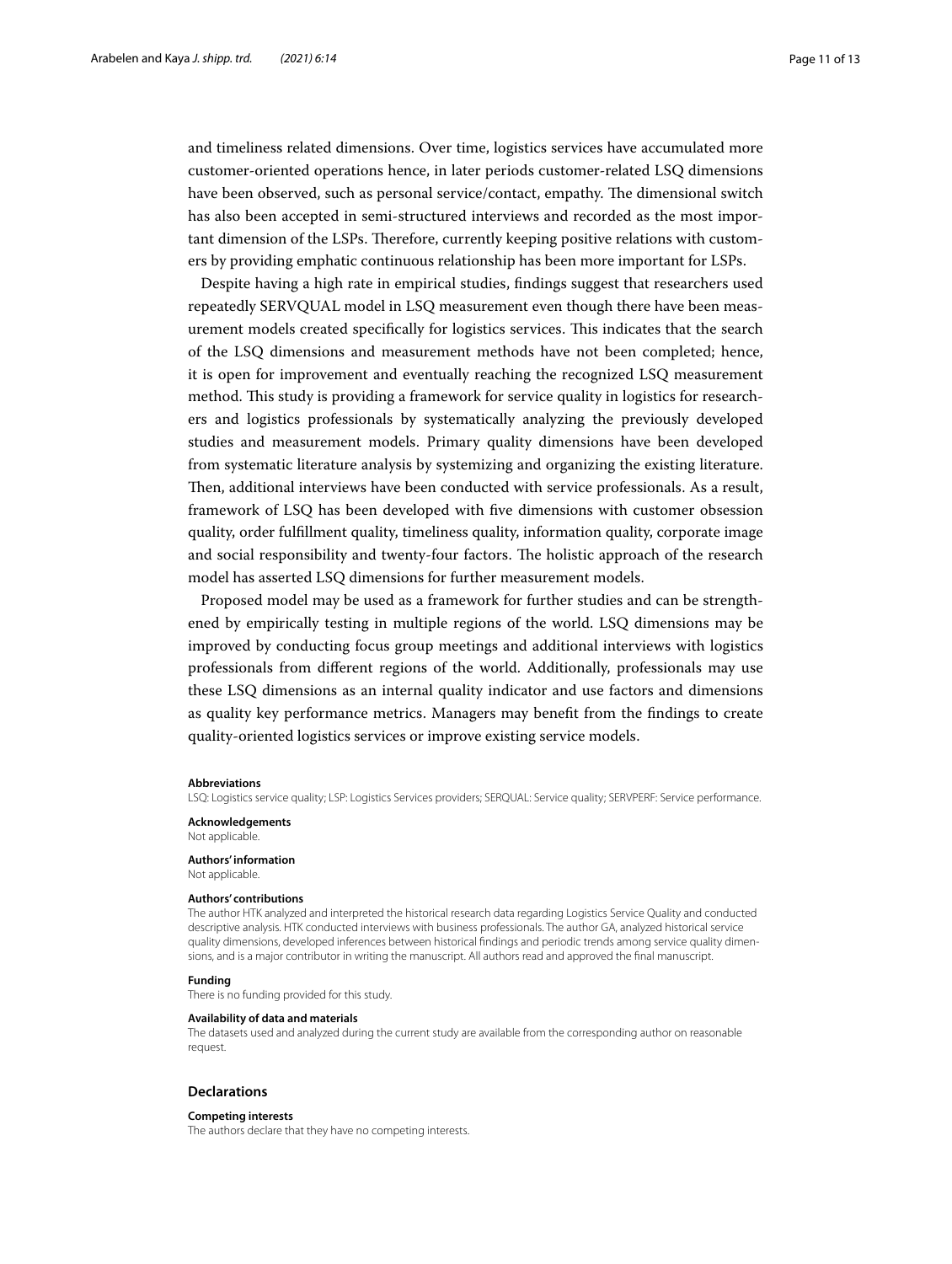and timeliness related dimensions. Over time, logistics services have accumulated more customer-oriented operations hence, in later periods customer-related LSQ dimensions have been observed, such as personal service/contact, empathy. The dimensional switch has also been accepted in semi-structured interviews and recorded as the most important dimension of the LSPs. Therefore, currently keeping positive relations with customers by providing emphatic continuous relationship has been more important for LSPs.

Despite having a high rate in empirical studies, findings suggest that researchers used repeatedly SERVQUAL model in LSQ measurement even though there have been measurement models created specifically for logistics services. This indicates that the search of the LSQ dimensions and measurement methods have not been completed; hence, it is open for improvement and eventually reaching the recognized LSQ measurement method. This study is providing a framework for service quality in logistics for researchers and logistics professionals by systematically analyzing the previously developed studies and measurement models. Primary quality dimensions have been developed from systematic literature analysis by systemizing and organizing the existing literature. Then, additional interviews have been conducted with service professionals. As a result, framework of LSQ has been developed with five dimensions with customer obsession quality, order fulfillment quality, timeliness quality, information quality, corporate image and social responsibility and twenty-four factors. The holistic approach of the research model has asserted LSQ dimensions for further measurement models.

Proposed model may be used as a framework for further studies and can be strengthened by empirically testing in multiple regions of the world. LSQ dimensions may be improved by conducting focus group meetings and additional interviews with logistics professionals from different regions of the world. Additionally, professionals may use these LSQ dimensions as an internal quality indicator and use factors and dimensions as quality key performance metrics. Managers may benefit from the findings to create quality-oriented logistics services or improve existing service models.

**Abbreviations**

LSQ: Logistics service quality; LSP: Logistics Services providers; SERQUAL: Service quality; SERVPERF: Service performance.

**Acknowledgements**

Not applicable.

**Authors' information**

Not applicable.

**Authors' contributions**

The author HTK analyzed and interpreted the historical research data regarding Logistics Service Quality and conducted descriptive analysis. HTK conducted interviews with business professionals. The author GA, analyzed historical service quality dimensions, developed inferences between historical findings and periodic trends among service quality dimensions, and is a major contributor in writing the manuscript. All authors read and approved the final manuscript.

**Funding**

There is no funding provided for this study.

**Availability of data and materials**

The datasets used and analyzed during the current study are available from the corresponding author on reasonable request.

## Declarations

**Competing interests**

The authors declare that they have no competing interests.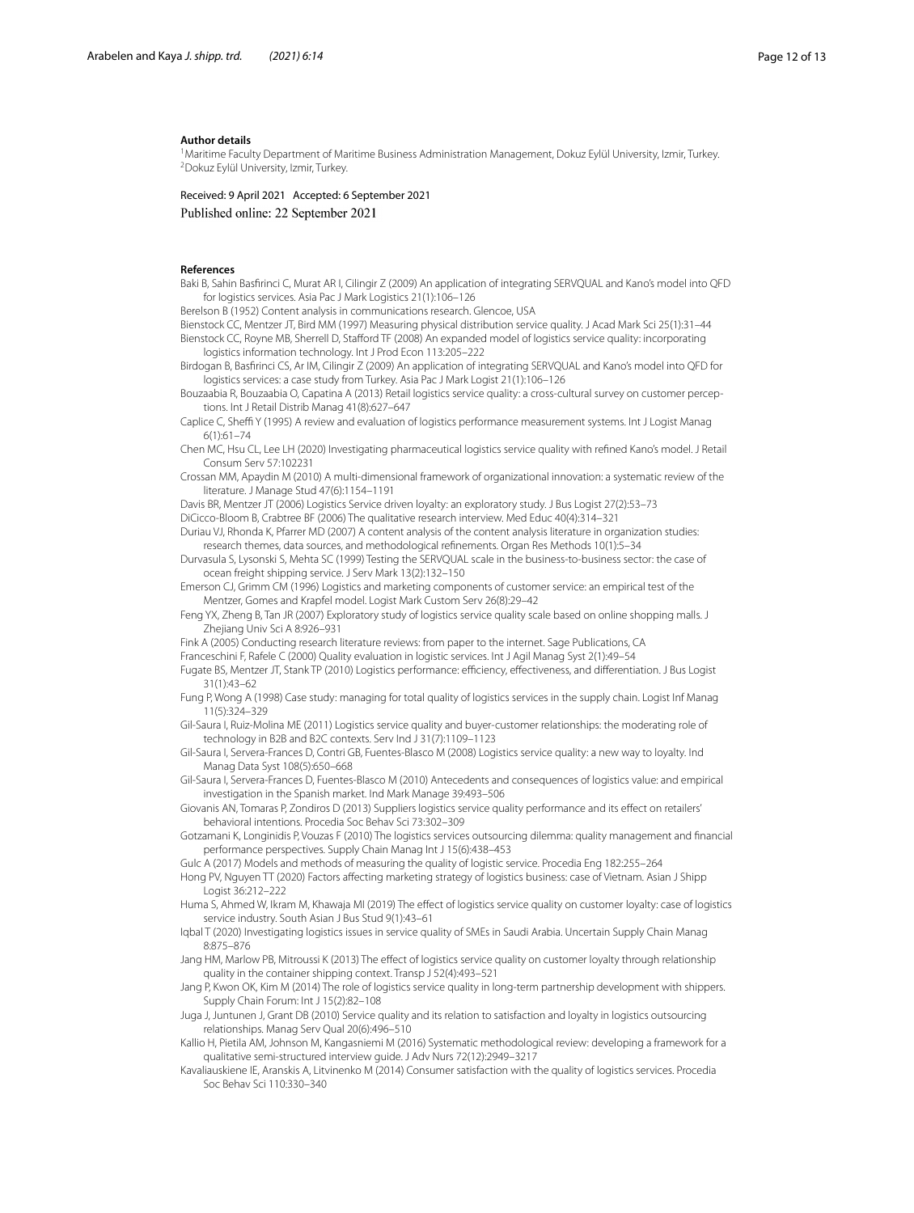#### Author details

[1]Maritime Faculty Department of Maritime Business Administration Management, Dokuz Eylül University, Izmir, Turkey.
[2]Dokuz Eylül University, Izmir, Turkey.

Received: 9 April 2021 Accepted: 6 September 2021
Published online: 22 September 2021

#### References

Baki B, Sahin Basfirinci C, Murat AR I, Cilingir Z (2009) An application of integrating SERVQUAL and Kano's model into QFD for logistics services. Asia Pac J Mark Logistics 21(1):106–126

Berelson B (1952) Content analysis in communications research. Glencoe, USA

Bienstock CC, Mentzer JT, Bird MM (1997) Measuring physical distribution service quality. J Acad Mark Sci 25(1):31–44

Bienstock CC, Royne MB, Sherrell D, Stafford TF (2008) An expanded model of logistics service quality: incorporating logistics information technology. Int J Prod Econ 113:205–222

Birdogan B, Basfirinci CS, Ar IM, Cilingir Z (2009) An application of integrating SERVQUAL and Kano's model into QFD for logistics services: a case study from Turkey. Asia Pac J Mark Logist 21(1):106–126

Bouzaabia R, Bouzaabia O, Capatina A (2013) Retail logistics service quality: a cross-cultural survey on customer perceptions. Int J Retail Distrib Manag 41(8):627–647

Caplice C, Sheffi Y (1995) A review and evaluation of logistics performance measurement systems. Int J Logist Manag 6(1):61–74

Chen MC, Hsu CL, Lee LH (2020) Investigating pharmaceutical logistics service quality with refined Kano's model. J Retail Consum Serv 57:102231

Crossan MM, Apaydin M (2010) A multi-dimensional framework of organizational innovation: a systematic review of the literature. J Manage Stud 47(6):1154–1191

Davis BR, Mentzer JT (2006) Logistics Service driven loyalty: an exploratory study. J Bus Logist 27(2):53–73

DiCicco-Bloom B, Crabtree BF (2006) The qualitative research interview. Med Educ 40(4):314–321

Duriau VJ, Rhonda K, Pfarrer MD (2007) A content analysis of the content analysis literature in organization studies: research themes, data sources, and methodological refinements. Organ Res Methods 10(1):5–34

Durvasula S, Lysonski S, Mehta SC (1999) Testing the SERVQUAL scale in the business-to-business sector: the case of ocean freight shipping service. J Serv Mark 13(2):132–150

Emerson CJ, Grimm CM (1996) Logistics and marketing components of customer service: an empirical test of the Mentzer, Gomes and Krapfel model. Logist Mark Custom Serv 26(8):29–42

Feng YX, Zheng B, Tan JR (2007) Exploratory study of logistics service quality scale based on online shopping malls. J Zhejiang Univ Sci A 8:926–931

Fink A (2005) Conducting research literature reviews: from paper to the internet. Sage Publications, CA

Franceschini F, Rafele C (2000) Quality evaluation in logistic services. Int J Agil Manag Syst 2(1):49–54

Fugate BS, Mentzer JT, Stank TP (2010) Logistics performance: efficiency, effectiveness, and differentiation. J Bus Logist 31(1):43–62

Fung P, Wong A (1998) Case study: managing for total quality of logistics services in the supply chain. Logist Inf Manag 11(5):324–329

Gil-Saura I, Ruiz-Molina ME (2011) Logistics service quality and buyer-customer relationships: the moderating role of technology in B2B and B2C contexts. Serv Ind J 31(7):1109–1123

Gil-Saura I, Servera-Frances D, Contri GB, Fuentes-Blasco M (2008) Logistics service quality: a new way to loyalty. Ind Manag Data Syst 108(5):650–668

Gil-Saura I, Servera-Frances D, Fuentes-Blasco M (2010) Antecedents and consequences of logistics value: and empirical investigation in the Spanish market. Ind Mark Manage 39:493–506

Giovanis AN, Tomaras P, Zondiros D (2013) Suppliers logistics service quality performance and its effect on retailers' behavioral intentions. Procedia Soc Behav Sci 73:302–309

Gotzamani K, Longinidis P, Vouzas F (2010) The logistics services outsourcing dilemma: quality management and financial performance perspectives. Supply Chain Manag Int J 15(6):438–453

Gulc A (2017) Models and methods of measuring the quality of logistic service. Procedia Eng 182:255–264

Hong PV, Nguyen TT (2020) Factors affecting marketing strategy of logistics business: case of Vietnam. Asian J Shipp Logist 36:212–222

Huma S, Ahmed W, Ikram M, Khawaja MI (2019) The effect of logistics service quality on customer loyalty: case of logistics service industry. South Asian J Bus Stud 9(1):43–61

Iqbal T (2020) Investigating logistics issues in service quality of SMEs in Saudi Arabia. Uncertain Supply Chain Manag 8:875–876

Jang HM, Marlow PB, Mitroussi K (2013) The effect of logistics service quality on customer loyalty through relationship quality in the container shipping context. Transp J 52(4):493–521

Jang P, Kwon OK, Kim M (2014) The role of logistics service quality in long-term partnership development with shippers. Supply Chain Forum: Int J 15(2):82–108

Juga J, Juntunen J, Grant DB (2010) Service quality and its relation to satisfaction and loyalty in logistics outsourcing relationships. Manag Serv Qual 20(6):496–510

Kallio H, Pietila AM, Johnson M, Kangasniemi M (2016) Systematic methodological review: developing a framework for a qualitative semi-structured interview guide. J Adv Nurs 72(12):2949–3217

Kavaliauskiene IE, Aranskis A, Litvinenko M (2014) Consumer satisfaction with the quality of logistics services. Procedia Soc Behav Sci 110:330–340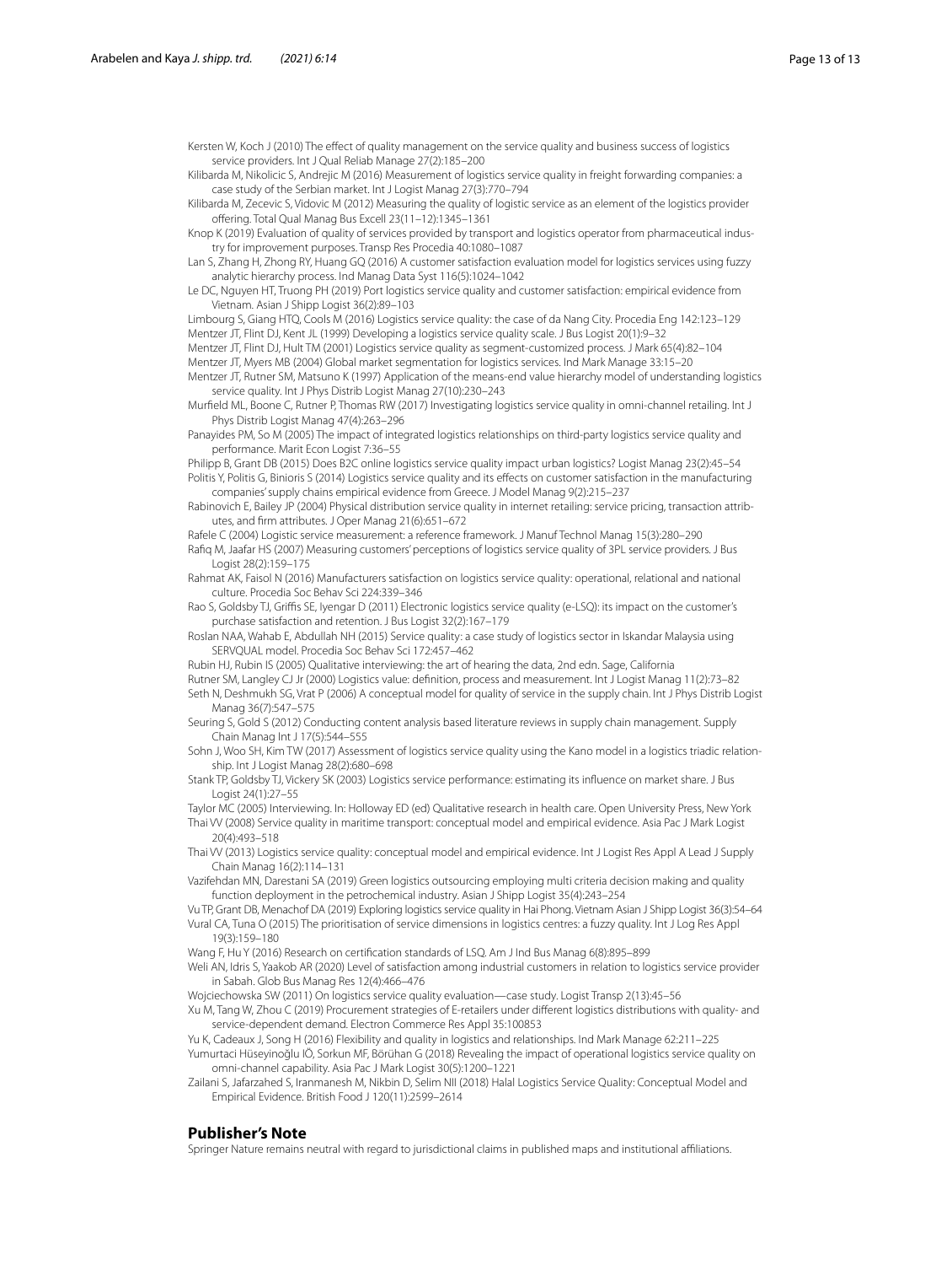Kersten W, Koch J (2010) The effect of quality management on the service quality and business success of logistics service providers. Int J Qual Reliab Manage 27(2):185–200

Kilibarda M, Nikolicic S, Andrejic M (2016) Measurement of logistics service quality in freight forwarding companies: a case study of the Serbian market. Int J Logist Manag 27(3):770–794

Kilibarda M, Zecevic S, Vidovic M (2012) Measuring the quality of logistic service as an element of the logistics provider offering. Total Qual Manag Bus Excell 23(11–12):1345–1361

Knop K (2019) Evaluation of quality of services provided by transport and logistics operator from pharmaceutical industry for improvement purposes. Transp Res Procedia 40:1080–1087

Lan S, Zhang H, Zhong RY, Huang GQ (2016) A customer satisfaction evaluation model for logistics services using fuzzy analytic hierarchy process. Ind Manag Data Syst 116(5):1024–1042

Le DC, Nguyen HT, Truong PH (2019) Port logistics service quality and customer satisfaction: empirical evidence from Vietnam. Asian J Shipp Logist 36(2):89–103

Limbourg S, Giang HTQ, Cools M (2016) Logistics service quality: the case of da Nang City. Procedia Eng 142:123–129

Mentzer JT, Flint DJ, Kent JL (1999) Developing a logistics service quality scale. J Bus Logist 20(1):9–32

Mentzer JT, Flint DJ, Hult TM (2001) Logistics service quality as segment-customized process. J Mark 65(4):82–104

Mentzer JT, Myers MB (2004) Global market segmentation for logistics services. Ind Mark Manage 33:15–20

Mentzer JT, Rutner SM, Matsuno K (1997) Application of the means-end value hierarchy model of understanding logistics service quality. Int J Phys Distrib Logist Manag 27(10):230–243

Murfield ML, Boone C, Rutner P, Thomas RW (2017) Investigating logistics service quality in omni-channel retailing. Int J Phys Distrib Logist Manag 47(4):263–296

Panayides PM, So M (2005) The impact of integrated logistics relationships on third-party logistics service quality and performance. Marit Econ Logist 7:36–55

Philipp B, Grant DB (2015) Does B2C online logistics service quality impact urban logistics? Logist Manag 23(2):45–54

Politis Y, Politis G, Binioris S (2014) Logistics service quality and its effects on customer satisfaction in the manufacturing companies' supply chains empirical evidence from Greece. J Model Manag 9(2):215–237

Rabinovich E, Bailey JP (2004) Physical distribution service quality in internet retailing: service pricing, transaction attributes, and firm attributes. J Oper Manag 21(6):651–672

Rafele C (2004) Logistic service measurement: a reference framework. J Manuf Technol Manag 15(3):280–290

Rafiq M, Jaafar HS (2007) Measuring customers' perceptions of logistics service quality of 3PL service providers. J Bus Logist 28(2):159–175

Rahmat AK, Faisol N (2016) Manufacturers satisfaction on logistics service quality: operational, relational and national culture. Procedia Soc Behav Sci 224:339–346

Rao S, Goldsby TJ, Griffis SE, Iyengar D (2011) Electronic logistics service quality (e-LSQ): its impact on the customer's purchase satisfaction and retention. J Bus Logist 32(2):167–179

Roslan NAA, Wahab E, Abdullah NH (2015) Service quality: a case study of logistics sector in Iskandar Malaysia using SERVQUAL model. Procedia Soc Behav Sci 172:457–462

Rubin HJ, Rubin IS (2005) Qualitative interviewing: the art of hearing the data, 2nd edn. Sage, California

Rutner SM, Langley CJ Jr (2000) Logistics value: definition, process and measurement. Int J Logist Manag 11(2):73–82

Seth N, Deshmukh SG, Vrat P (2006) A conceptual model for quality of service in the supply chain. Int J Phys Distrib Logist Manag 36(7):547–575

Seuring S, Gold S (2012) Conducting content analysis based literature reviews in supply chain management. Supply Chain Manag Int J 17(5):544–555

Sohn J, Woo SH, Kim TW (2017) Assessment of logistics service quality using the Kano model in a logistics triadic relationship. Int J Logist Manag 28(2):680–698

Stank TP, Goldsby TJ, Vickery SK (2003) Logistics service performance: estimating its influence on market share. J Bus Logist 24(1):27–55

Taylor MC (2005) Interviewing. In: Holloway ED (ed) Qualitative research in health care. Open University Press, New York

Thai VV (2008) Service quality in maritime transport: conceptual model and empirical evidence. Asia Pac J Mark Logist 20(4):493–518

Thai VV (2013) Logistics service quality: conceptual model and empirical evidence. Int J Logist Res Appl A Lead J Supply Chain Manag 16(2):114–131

Vazifehdan MN, Darestani SA (2019) Green logistics outsourcing employing multi criteria decision making and quality function deployment in the petrochemical industry. Asian J Shipp Logist 35(4):243–254

Vu TP, Grant DB, Menachof DA (2019) Exploring logistics service quality in Hai Phong. Vietnam Asian J Shipp Logist 36(3):54–64

Vural CA, Tuna O (2015) The prioritisation of service dimensions in logistics centres: a fuzzy quality. Int J Log Res Appl 19(3):159–180

Wang F, Hu Y (2016) Research on certification standards of LSQ. Am J Ind Bus Manag 6(8):895–899

Weli AN, Idris S, Yaakob AR (2020) Level of satisfaction among industrial customers in relation to logistics service provider in Sabah. Glob Bus Manag Res 12(4):466–476

Wojciechowska SW (2011) On logistics service quality evaluation—case study. Logist Transp 2(13):45–56

Xu M, Tang W, Zhou C (2019) Procurement strategies of E-retailers under different logistics distributions with quality- and service-dependent demand. Electron Commerce Res Appl 35:100853

Yu K, Cadeaux J, Song H (2016) Flexibility and quality in logistics and relationships. Ind Mark Manage 62:211–225

Yumurtaci Hüseyinoğlu IÖ, Sorkun MF, Börühan G (2018) Revealing the impact of operational logistics service quality on omni-channel capability. Asia Pac J Mark Logist 30(5):1200–1221

Zailani S, Jafarzahed S, Iranmanesh M, Nikbin D, Selim NII (2018) Halal Logistics Service Quality: Conceptual Model and Empirical Evidence. British Food J 120(11):2599–2614

## Publisher's Note

Springer Nature remains neutral with regard to jurisdictional claims in published maps and institutional affiliations.